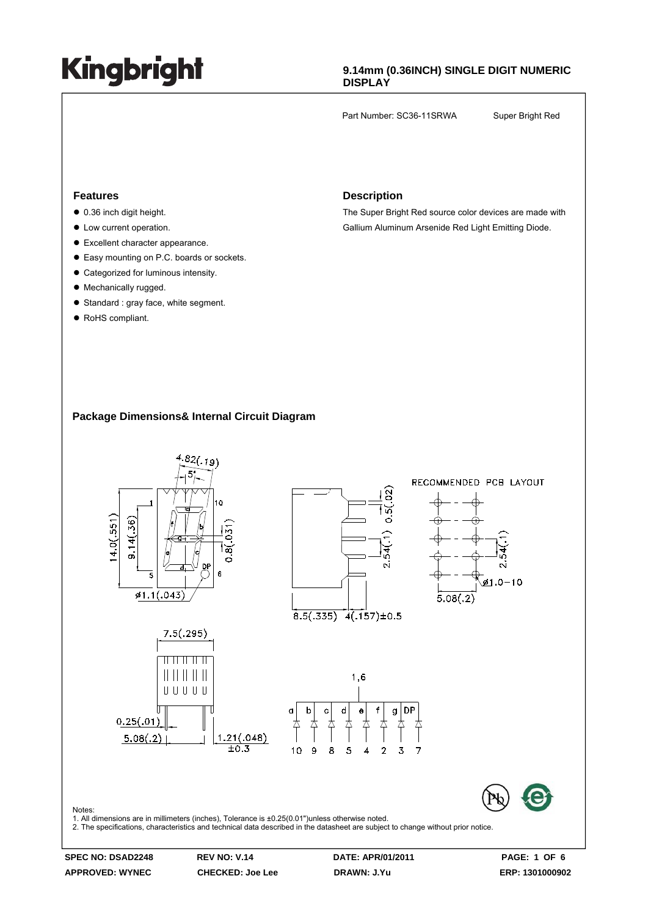# Kingbright

**9.14mm (0.36INCH) SINGLE DIGIT NUMERIC DISPLAY**

Part Number: SC36-11SRWA Super Bright Red

## Features

- 0.36 inch digit height.
- Low current operation.
- Excellent character appearance.
- Easy mounting on P.C. boards or sockets.
- Categorized for luminous intensity.
- Mechanically rugged.
- Standard : gray face, white segment.
- RoHS compliant.

## Description

The Super Bright Red source color devices are made with Gallium Aluminum Arsenide Red Light Emitting Diode.

## Package Dimensions& Internal Circuit Diagram

RECOMMENDED PCB LAYOUT

Notes:
1. All dimensions are in millimeters (inches), Tolerance is ±0.25(0.01")unless otherwise noted.
2. The specifications, characteristics and technical data described in the datasheet are subject to change without prior notice.

| SPEC NO: DSAD2248 | REV NO: V.14 | DATE: APR/01/2011 |
|---|---|---|
| APPROVED: WYNEC | CHECKED: Joe Lee | DRAWN: J.Yu |

ERP: 1301000902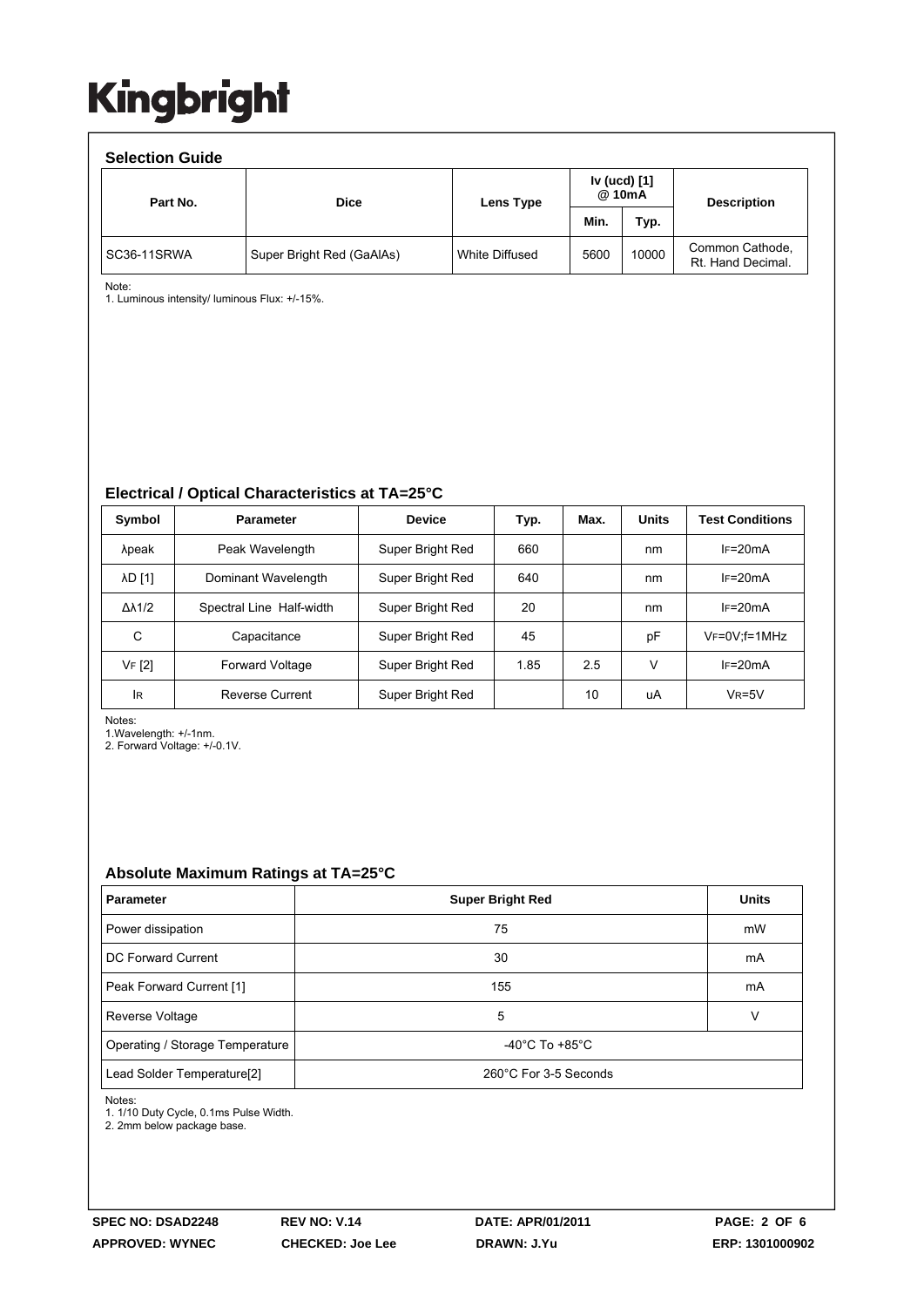# Kingbright

## Selection Guide

| Part No. | Dice | Lens Type | Iv (ucd) [1] @ 10mA | | Description |
|---|---|---|---|---|---|
| | | | Min. | Typ. | |
| SC36-11SRWA | Super Bright Red (GaAlAs) | White Diffused | 5600 | 10000 | Common Cathode, Rt. Hand Decimal. |

Note:
1. Luminous intensity/ luminous Flux: +/-15%.

## Electrical / Optical Characteristics at TA=25°C

| Symbol | Parameter | Device | Typ. | Max. | Units | Test Conditions |
|---|---|---|---|---|---|---|
| λpeak | Peak Wavelength | Super Bright Red | 660 | | nm | $I_F$=20mA |
| λD [1] | Dominant Wavelength | Super Bright Red | 640 | | nm | $I_F$=20mA |
| Δλ1/2 | Spectral Line Half-width | Super Bright Red | 20 | | nm | $I_F$=20mA |
| C | Capacitance | Super Bright Red | 45 | | pF | $V_F$=0V;f=1MHz |
| $V_F$ [2] | Forward Voltage | Super Bright Red | 1.85 | 2.5 | V | $I_F$=20mA |
| $I_R$ | Reverse Current | Super Bright Red | | 10 | uA | $V_R$=5V |

Notes:
1.Wavelength: +/-1nm.
2. Forward Voltage: +/-0.1V.

## Absolute Maximum Ratings at TA=25°C

| Parameter | Super Bright Red | Units |
|---|---|---|
| Power dissipation | 75 | mW |
| DC Forward Current | 30 | mA |
| Peak Forward Current [1] | 155 | mA |
| Reverse Voltage | 5 | V |
| Operating / Storage Temperature | -40°C To +85°C | |
| Lead Solder Temperature[2] | 260°C For 3-5 Seconds | |

Notes:
1. 1/10 Duty Cycle, 0.1ms Pulse Width.
2. 2mm below package base.

**SPEC NO: DSAD2248** **REV NO: V.14** **DATE: APR/01/2011**
**APPROVED: WYNEC** **CHECKED: Joe Lee** **DRAWN: J.Yu** **ERP: 1301000902**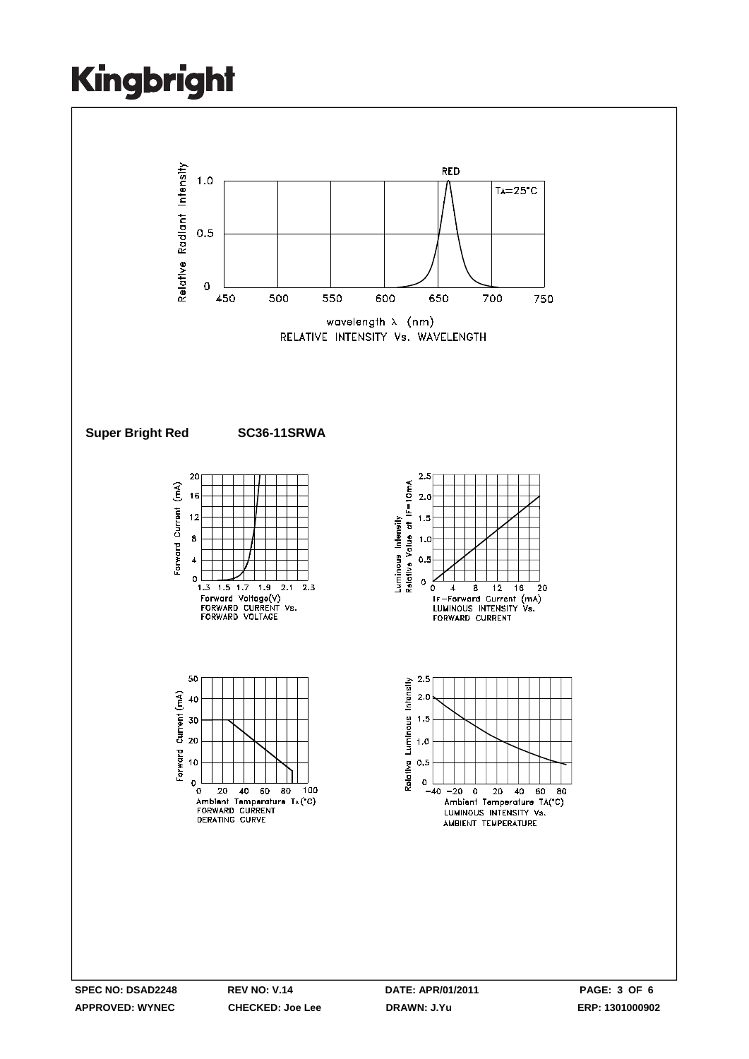RED

$T_A$=25°C

Relative Radiant Intensity

wavelength λ (nm)

RELATIVE INTENSITY Vs. WAVELENGTH

**Super Bright Red** **SC36-11SRWA**

Forward Voltage(V)
FORWARD CURRENT Vs.
FORWARD VOLTAGE

$I_F$–Forward Current (mA)
LUMINOUS INTENSITY Vs.
FORWARD CURRENT

Ambient Temperature $T_A$(°C)
FORWARD CURRENT
DERATING CURVE

Ambient Temperature TA(°C)
LUMINOUS INTENSITY Vs.
AMBIENT TEMPERATURE

| SPEC NO: DSAD2248 | REV NO: V.14 | DATE: APR/01/2011 | |
|---|---|---|---|
| APPROVED: WYNEC | CHECKED: Joe Lee | DRAWN: J.Yu | ERP: 1301000902 |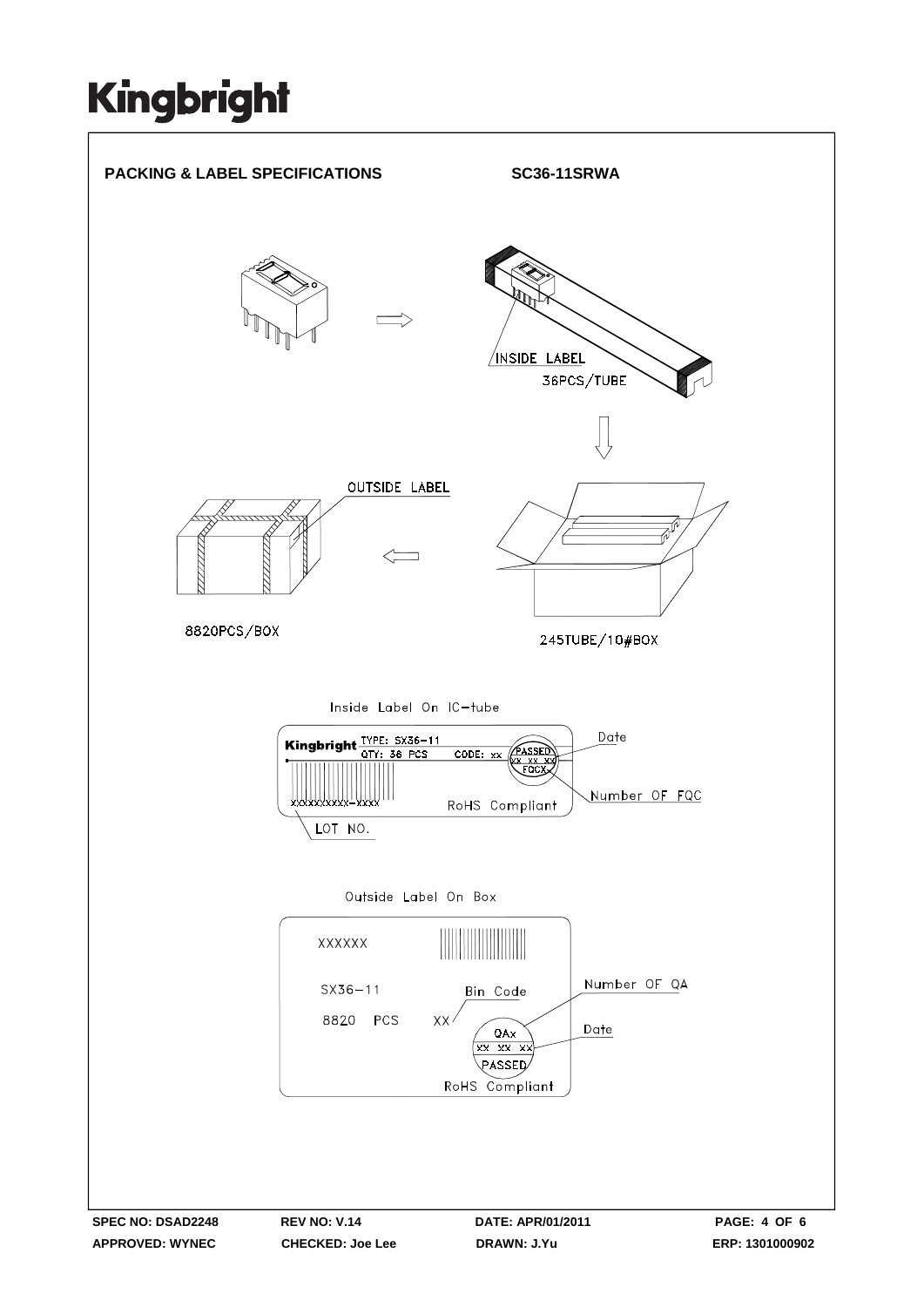**PACKING & LABEL SPECIFICATIONS** **SC36-11SRWA**

INSIDE LABEL

36PCS/TUBE

OUTSIDE LABEL

8820PCS/BOX

245TUBE/10#BOX

Inside Label On IC-tube

Kingbright TYPE: SX36-11
QTY: 36 PCS CODE: xx
PASSED
xx xx xx
FQCX

XXXXXXXXX-XXXX

RoHS Compliant

Date

Number OF FQC

LOT NO.

Outside Label On Box

XXXXXX

SX36-11

8820 PCS

Bin Code

XX

QAx
xx xx xx
PASSED

RoHS Compliant

Number OF QA

Date

SPEC NO: DSAD2248 REV NO: V.14 DATE: APR/01/2011

APPROVED: WYNEC CHECKED: Joe Lee DRAWN: J.Yu ERP: 1301000902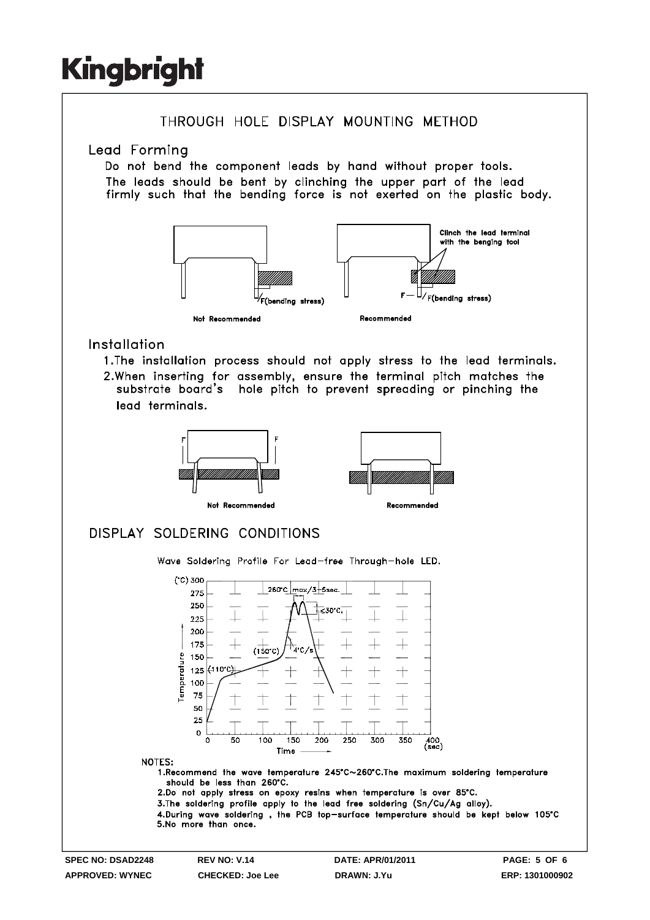Kingbright

# THROUGH HOLE DISPLAY MOUNTING METHOD

## Lead Forming

Do not bend the component leads by hand without proper tools.
The leads should be bent by clinching the upper part of the lead firmly such that the bending force is not exerted on the plastic body.

F(bending stress)

Not Recommended

Clinch the lead terminal with the benging tool

F — F(bending stress)

Recommended

## Installation

1. The installation process should not apply stress to the lead terminals.
2. When inserting for assembly, ensure the terminal pitch matches the substrate board's hole pitch to prevent spreading or pinching the lead terminals.

Not Recommended

Recommended

# DISPLAY SOLDERING CONDITIONS

Wave Soldering Profile For Lead-free Through-hole LED.

260°C max/3-5sec.

≤30°C.

4°C/s

(150°C)

(110°C)

Temperature (°C) — Time (sec)

NOTES:

1. Recommend the wave temperature 245°C~260°C. The maximum soldering temperature should be less than 260°C.
2. Do not apply stress on epoxy resins when temperature is over 85°C.
3. The soldering profile apply to the lead free soldering (Sn/Cu/Ag alloy).
4. During wave soldering, the PCB top-surface temperature should be kept below 105°C
5. No more than once.

SPEC NO: DSAD2248 REV NO: V.14 DATE: APR/01/2011
APPROVED: WYNEC CHECKED: Joe Lee DRAWN: J.Yu ERP: 1301000902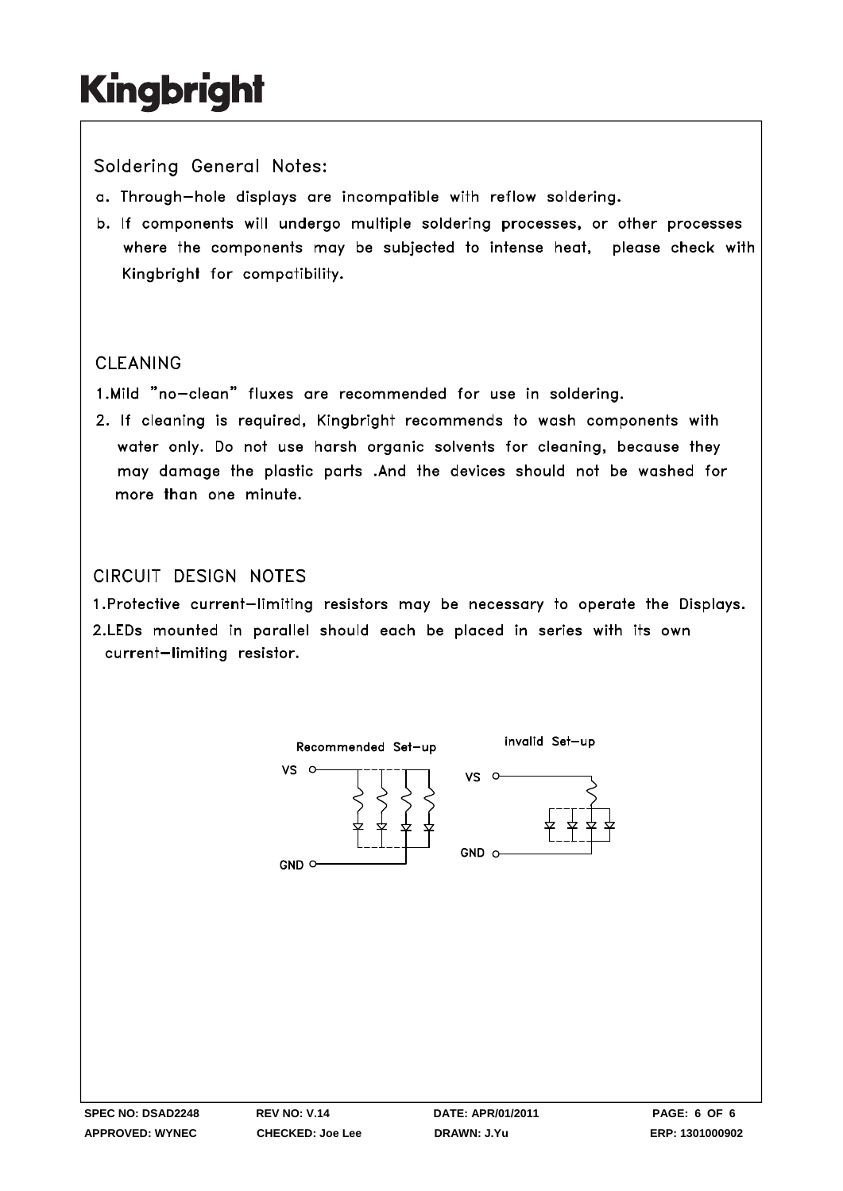## Soldering General Notes:

a. Through-hole displays are incompatible with reflow soldering.

b. If components will undergo multiple soldering processes, or other processes where the components may be subjected to intense heat, please check with Kingbright for compatibility.

## CLEANING

1. Mild "no-clean" fluxes are recommended for use in soldering.

2. If cleaning is required, Kingbright recommends to wash components with water only. Do not use harsh organic solvents for cleaning, because they may damage the plastic parts .And the devices should not be washed for more than one minute.

## CIRCUIT DESIGN NOTES

1. Protective current-limiting resistors may be necessary to operate the Displays.

2. LEDs mounted in parallel should each be placed in series with its own current-limiting resistor.

Recommended Set-up

VS

GND

invalid Set-up

VS

GND